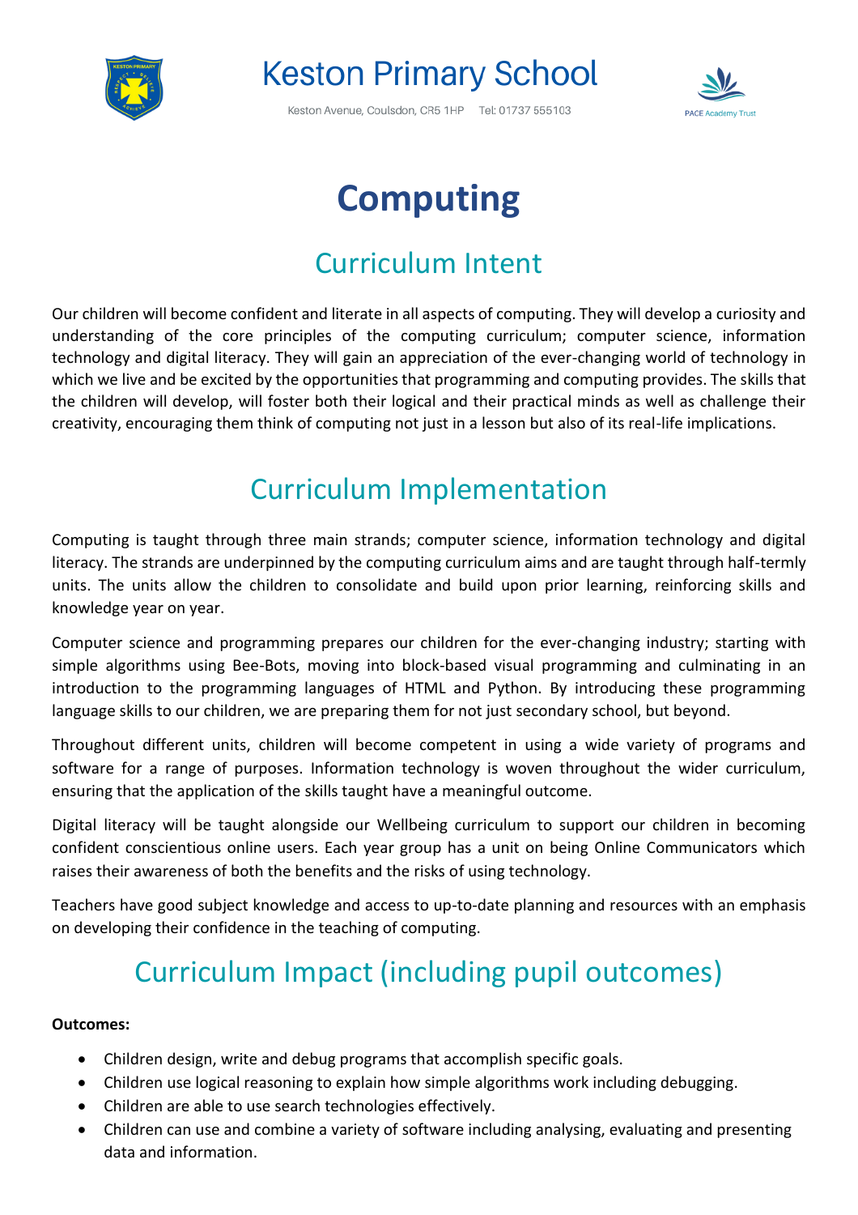# Keston Primary School

Keston Avenue, Coulsdon, CR5 1HP Tel: 01737 555103

PACE Academy Trust

# Computing

## Curriculum Intent

Our children will become confident and literate in all aspects of computing. They will develop a curiosity and understanding of the core principles of the computing curriculum; computer science, information technology and digital literacy. They will gain an appreciation of the ever-changing world of technology in which we live and be excited by the opportunities that programming and computing provides. The skills that the children will develop, will foster both their logical and their practical minds as well as challenge their creativity, encouraging them think of computing not just in a lesson but also of its real-life implications.

## Curriculum Implementation

Computing is taught through three main strands; computer science, information technology and digital literacy. The strands are underpinned by the computing curriculum aims and are taught through half-termly units. The units allow the children to consolidate and build upon prior learning, reinforcing skills and knowledge year on year.

Computer science and programming prepares our children for the ever-changing industry; starting with simple algorithms using Bee-Bots, moving into block-based visual programming and culminating in an introduction to the programming languages of HTML and Python. By introducing these programming language skills to our children, we are preparing them for not just secondary school, but beyond.

Throughout different units, children will become competent in using a wide variety of programs and software for a range of purposes. Information technology is woven throughout the wider curriculum, ensuring that the application of the skills taught have a meaningful outcome.

Digital literacy will be taught alongside our Wellbeing curriculum to support our children in becoming confident conscientious online users. Each year group has a unit on being Online Communicators which raises their awareness of both the benefits and the risks of using technology.

Teachers have good subject knowledge and access to up-to-date planning and resources with an emphasis on developing their confidence in the teaching of computing.

## Curriculum Impact (including pupil outcomes)

**Outcomes:**

- Children design, write and debug programs that accomplish specific goals.
- Children use logical reasoning to explain how simple algorithms work including debugging.
- Children are able to use search technologies effectively.
- Children can use and combine a variety of software including analysing, evaluating and presenting data and information.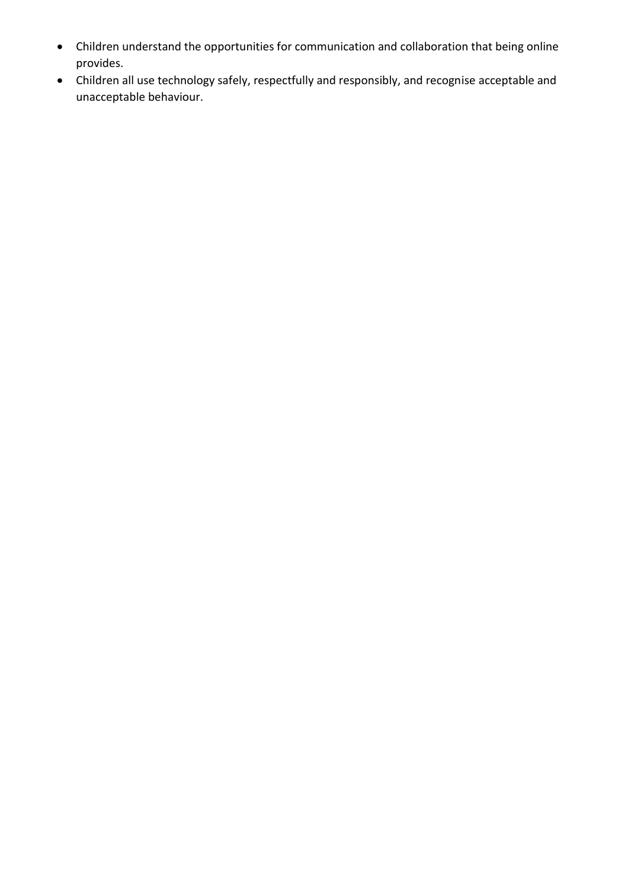- Children understand the opportunities for communication and collaboration that being online provides.
- Children all use technology safely, respectfully and responsibly, and recognise acceptable and unacceptable behaviour.